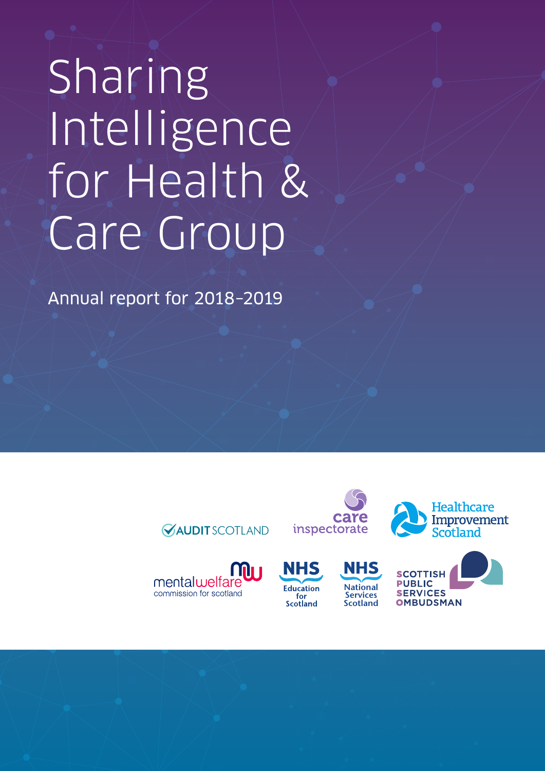# Sharing Intelligence for Health & Care Group

Annual report for 2018–2019

AUDIT SCOTLAND

care inspectorate

Healthcare Improvement Scotland

mental welfare commission for scotland

NHS Education for Scotland

NHS National Services Scotland

SCOTTISH PUBLIC SERVICES OMBUDSMAN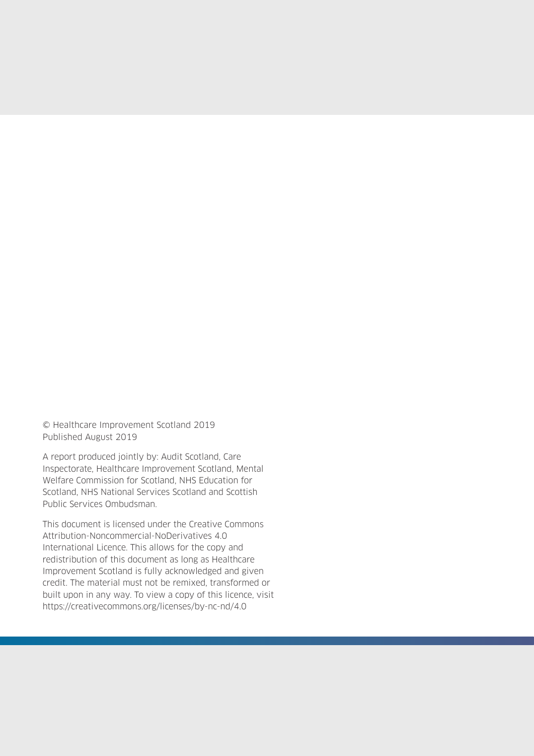© Healthcare Improvement Scotland 2019
Published August 2019

A report produced jointly by: Audit Scotland, Care Inspectorate, Healthcare Improvement Scotland, Mental Welfare Commission for Scotland, NHS Education for Scotland, NHS National Services Scotland and Scottish Public Services Ombudsman.

This document is licensed under the Creative Commons Attribution-Noncommercial-NoDerivatives 4.0 International Licence. This allows for the copy and redistribution of this document as long as Healthcare Improvement Scotland is fully acknowledged and given credit. The material must not be remixed, transformed or built upon in any way. To view a copy of this licence, visit https://creativecommons.org/licenses/by-nc-nd/4.0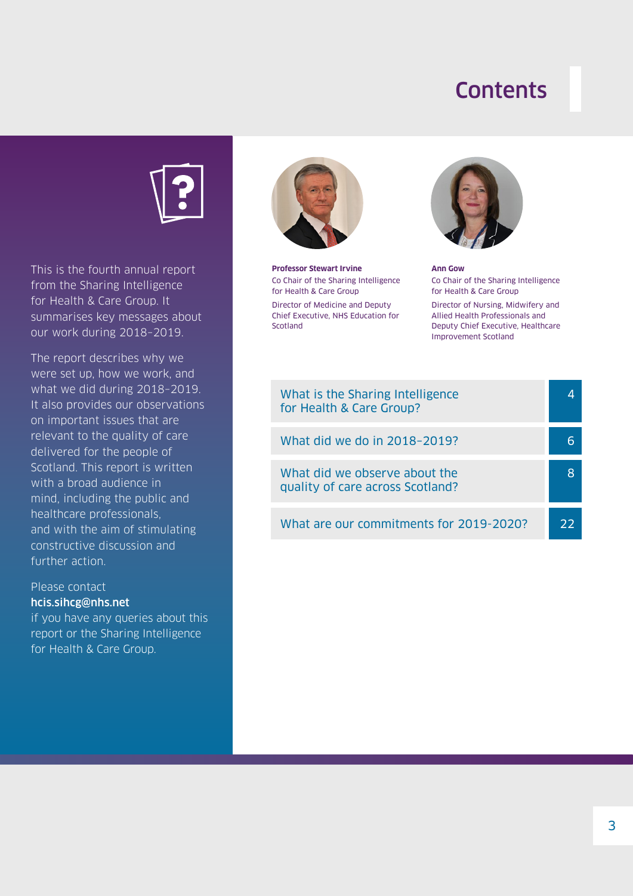# Contents

This is the fourth annual report from the Sharing Intelligence for Health & Care Group. It summarises key messages about our work during 2018–2019.

The report describes why we were set up, how we work, and what we did during 2018–2019. It also provides our observations on important issues that are relevant to the quality of care delivered for the people of Scotland. This report is written with a broad audience in mind, including the public and healthcare professionals, and with the aim of stimulating constructive discussion and further action.

Please contact **hcis.sihcg@nhs.net** if you have any queries about this report or the Sharing Intelligence for Health & Care Group.

**Professor Stewart Irvine**
Co Chair of the Sharing Intelligence for Health & Care Group
Director of Medicine and Deputy Chief Executive, NHS Education for Scotland

**Ann Gow**
Co Chair of the Sharing Intelligence for Health & Care Group
Director of Nursing, Midwifery and Allied Health Professionals and Deputy Chief Executive, Healthcare Improvement Scotland

| Section | Page |
|---|---|
| What is the Sharing Intelligence for Health & Care Group? | 4 |
| What did we do in 2018–2019? | 6 |
| What did we observe about the quality of care across Scotland? | 8 |
| What are our commitments for 2019-2020? | 22 |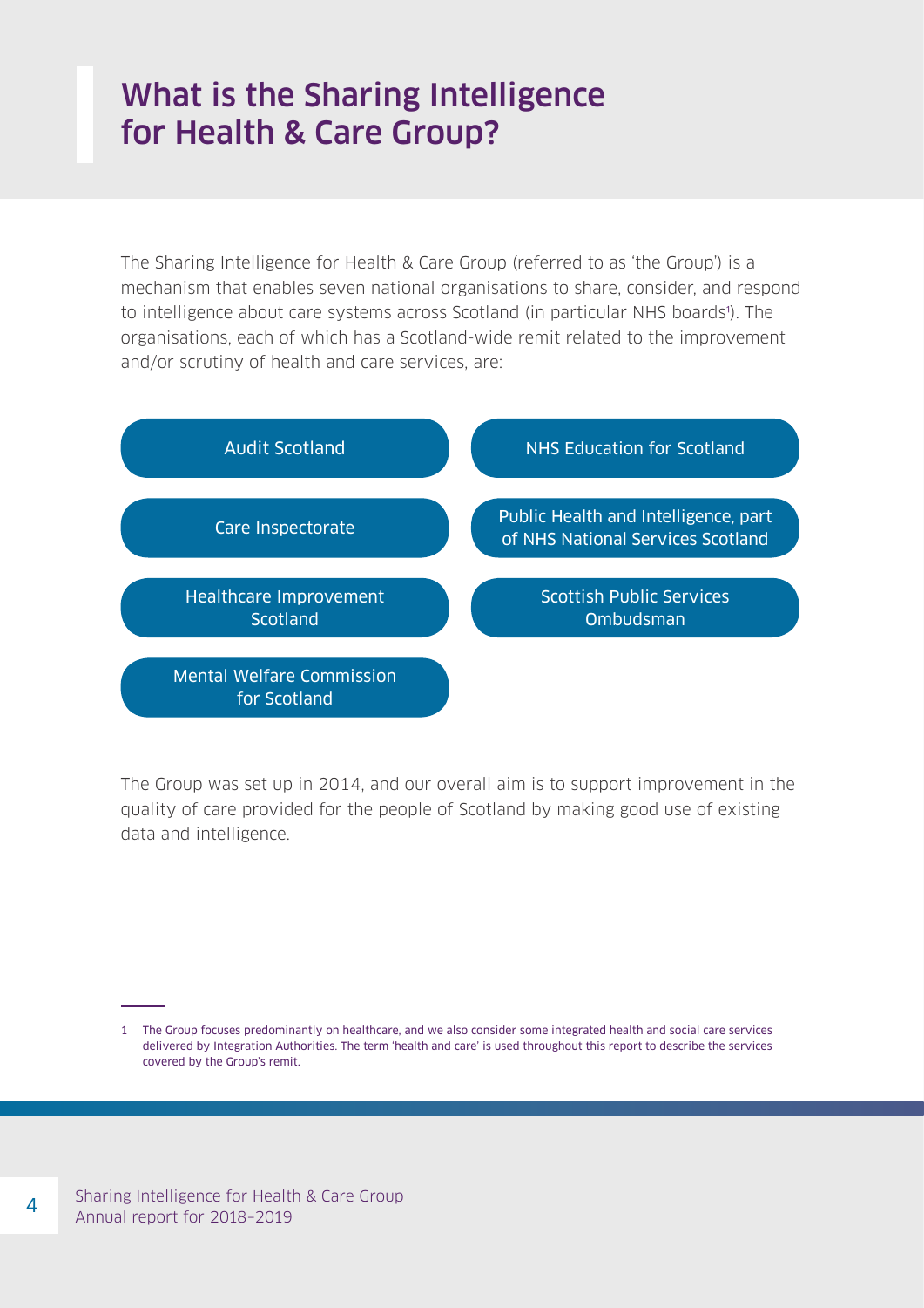# What is the Sharing Intelligence for Health & Care Group?

The Sharing Intelligence for Health & Care Group (referred to as 'the Group') is a mechanism that enables seven national organisations to share, consider, and respond to intelligence about care systems across Scotland (in particular NHS boards[1]). The organisations, each of which has a Scotland-wide remit related to the improvement and/or scrutiny of health and care services, are:

- Audit Scotland
- Care Inspectorate
- Healthcare Improvement Scotland
- Mental Welfare Commission for Scotland
- NHS Education for Scotland
- Public Health and Intelligence, part of NHS National Services Scotland
- Scottish Public Services Ombudsman

The Group was set up in 2014, and our overall aim is to support improvement in the quality of care provided for the people of Scotland by making good use of existing data and intelligence.

---

1 The Group focuses predominantly on healthcare, and we also consider some integrated health and social care services delivered by Integration Authorities. The term 'health and care' is used throughout this report to describe the services covered by the Group's remit.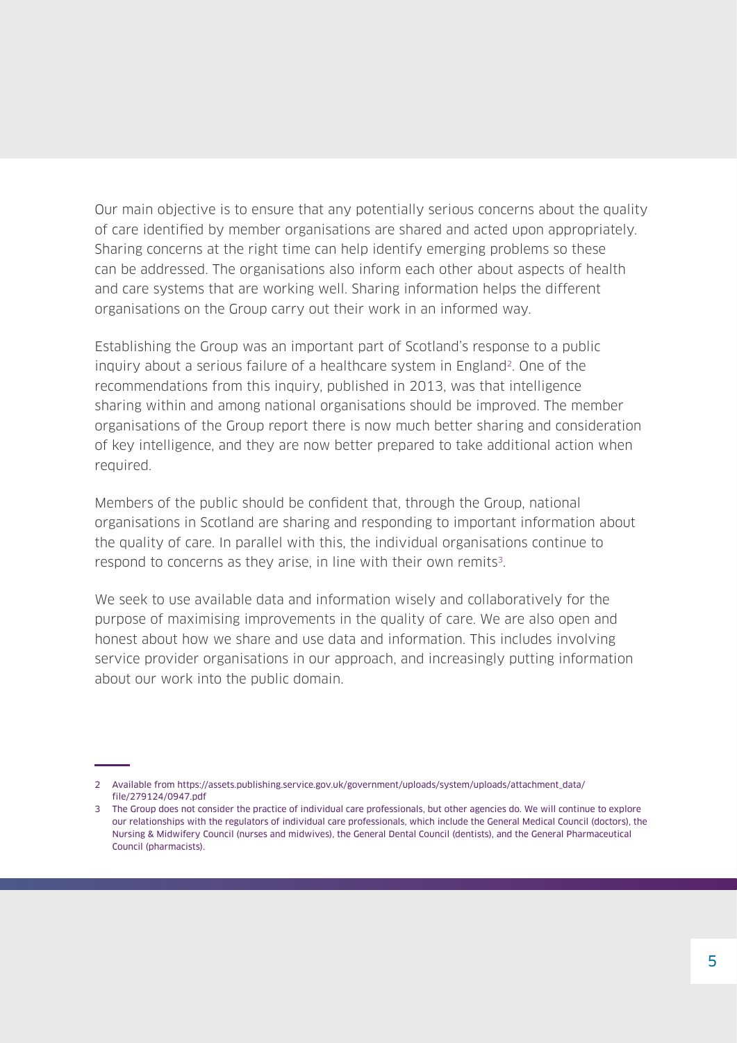Our main objective is to ensure that any potentially serious concerns about the quality of care identified by member organisations are shared and acted upon appropriately. Sharing concerns at the right time can help identify emerging problems so these can be addressed. The organisations also inform each other about aspects of health and care systems that are working well. Sharing information helps the different organisations on the Group carry out their work in an informed way.

Establishing the Group was an important part of Scotland's response to a public inquiry about a serious failure of a healthcare system in England[2]. One of the recommendations from this inquiry, published in 2013, was that intelligence sharing within and among national organisations should be improved. The member organisations of the Group report there is now much better sharing and consideration of key intelligence, and they are now better prepared to take additional action when required.

Members of the public should be confident that, through the Group, national organisations in Scotland are sharing and responding to important information about the quality of care. In parallel with this, the individual organisations continue to respond to concerns as they arise, in line with their own remits[3].

We seek to use available data and information wisely and collaboratively for the purpose of maximising improvements in the quality of care. We are also open and honest about how we share and use data and information. This includes involving service provider organisations in our approach, and increasingly putting information about our work into the public domain.

---

2 Available from https://assets.publishing.service.gov.uk/government/uploads/system/uploads/attachment_data/file/279124/0947.pdf

3 The Group does not consider the practice of individual care professionals, but other agencies do. We will continue to explore our relationships with the regulators of individual care professionals, which include the General Medical Council (doctors), the Nursing & Midwifery Council (nurses and midwives), the General Dental Council (dentists), and the General Pharmaceutical Council (pharmacists).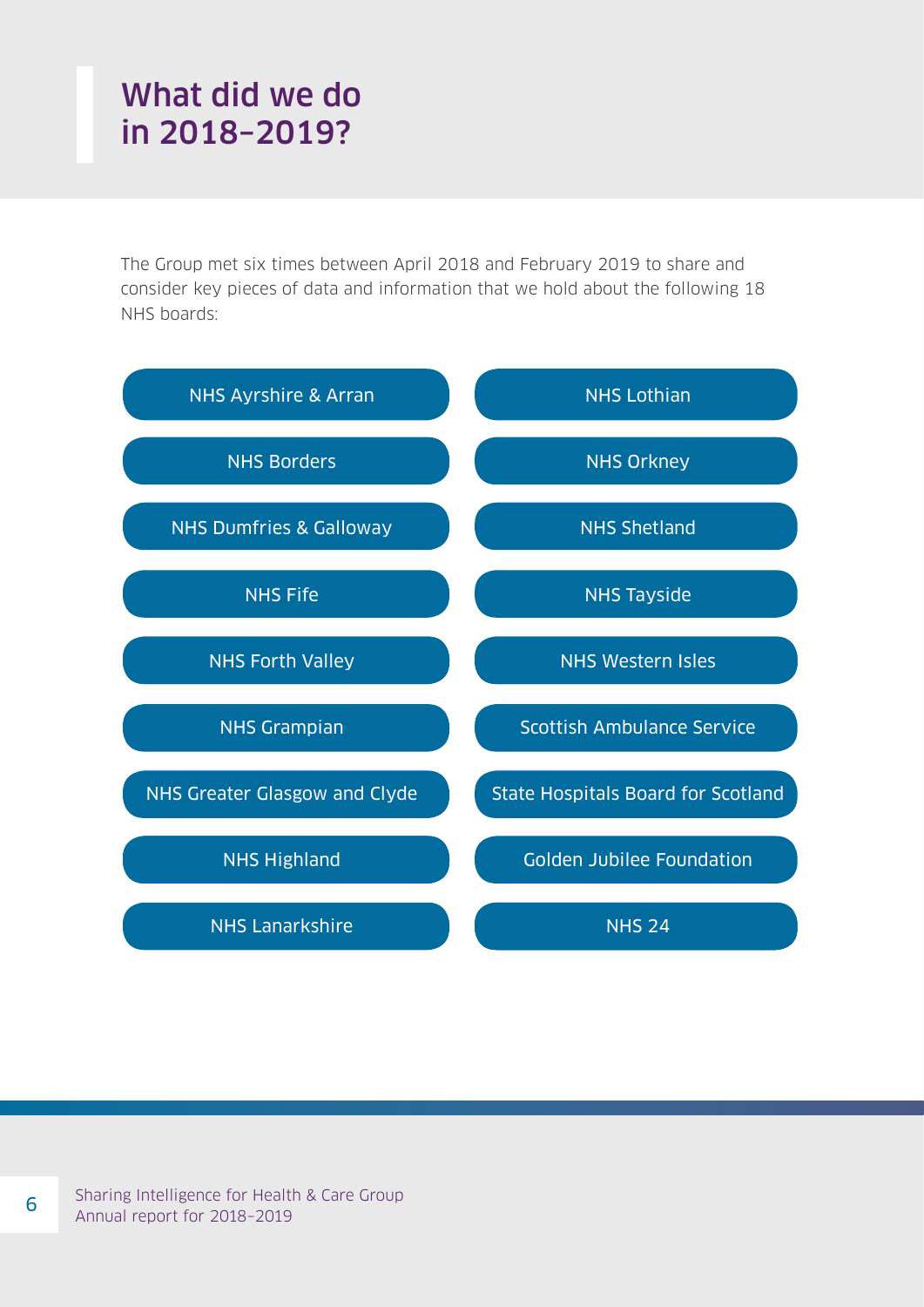# What did we do in 2018–2019?

The Group met six times between April 2018 and February 2019 to share and consider key pieces of data and information that we hold about the following 18 NHS boards:

- NHS Ayrshire & Arran
- NHS Borders
- NHS Dumfries & Galloway
- NHS Fife
- NHS Forth Valley
- NHS Grampian
- NHS Greater Glasgow and Clyde
- NHS Highland
- NHS Lanarkshire
- NHS Lothian
- NHS Orkney
- NHS Shetland
- NHS Tayside
- NHS Western Isles
- Scottish Ambulance Service
- State Hospitals Board for Scotland
- Golden Jubilee Foundation
- NHS 24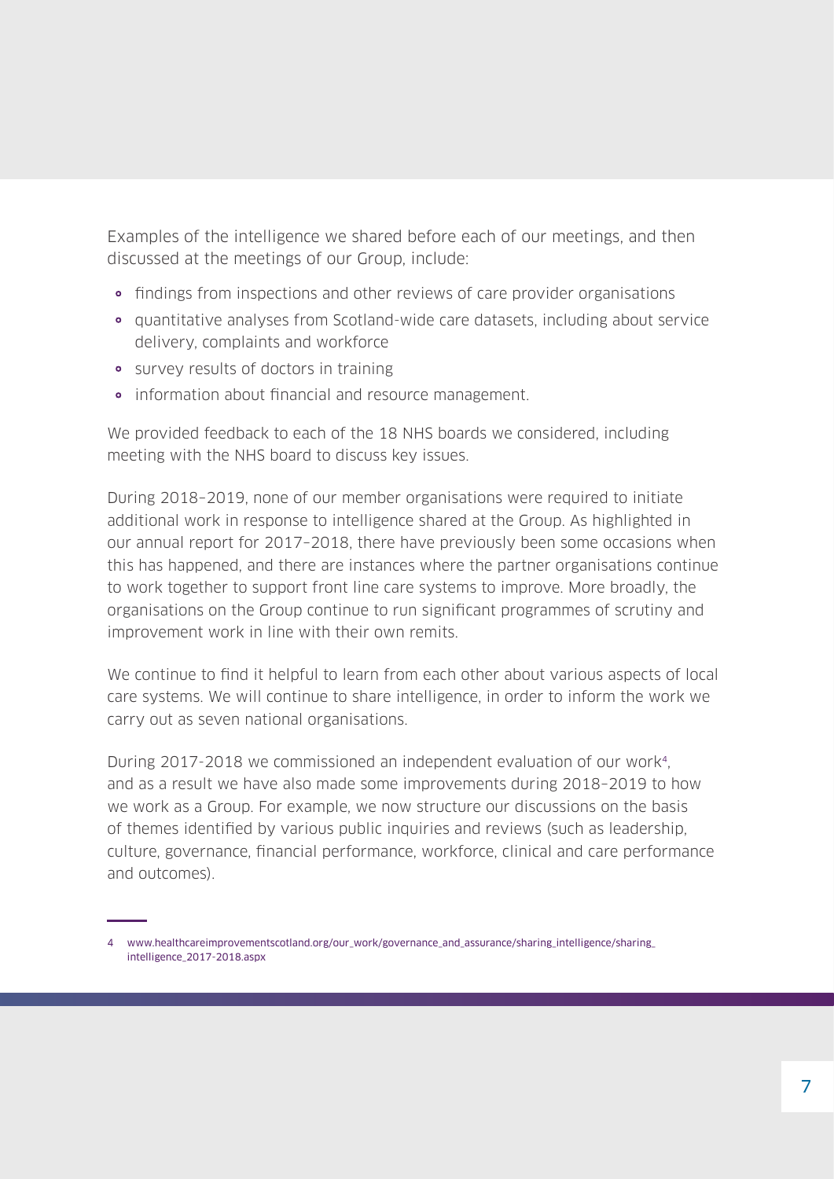Examples of the intelligence we shared before each of our meetings, and then discussed at the meetings of our Group, include:

- findings from inspections and other reviews of care provider organisations
- quantitative analyses from Scotland-wide care datasets, including about service delivery, complaints and workforce
- survey results of doctors in training
- information about financial and resource management.

We provided feedback to each of the 18 NHS boards we considered, including meeting with the NHS board to discuss key issues.

During 2018–2019, none of our member organisations were required to initiate additional work in response to intelligence shared at the Group. As highlighted in our annual report for 2017–2018, there have previously been some occasions when this has happened, and there are instances where the partner organisations continue to work together to support front line care systems to improve. More broadly, the organisations on the Group continue to run significant programmes of scrutiny and improvement work in line with their own remits.

We continue to find it helpful to learn from each other about various aspects of local care systems. We will continue to share intelligence, in order to inform the work we carry out as seven national organisations.

During 2017-2018 we commissioned an independent evaluation of our work[4], and as a result we have also made some improvements during 2018–2019 to how we work as a Group. For example, we now structure our discussions on the basis of themes identified by various public inquiries and reviews (such as leadership, culture, governance, financial performance, workforce, clinical and care performance and outcomes).

---

4 www.healthcareimprovementscotland.org/our_work/governance_and_assurance/sharing_intelligence/sharing_intelligence_2017-2018.aspx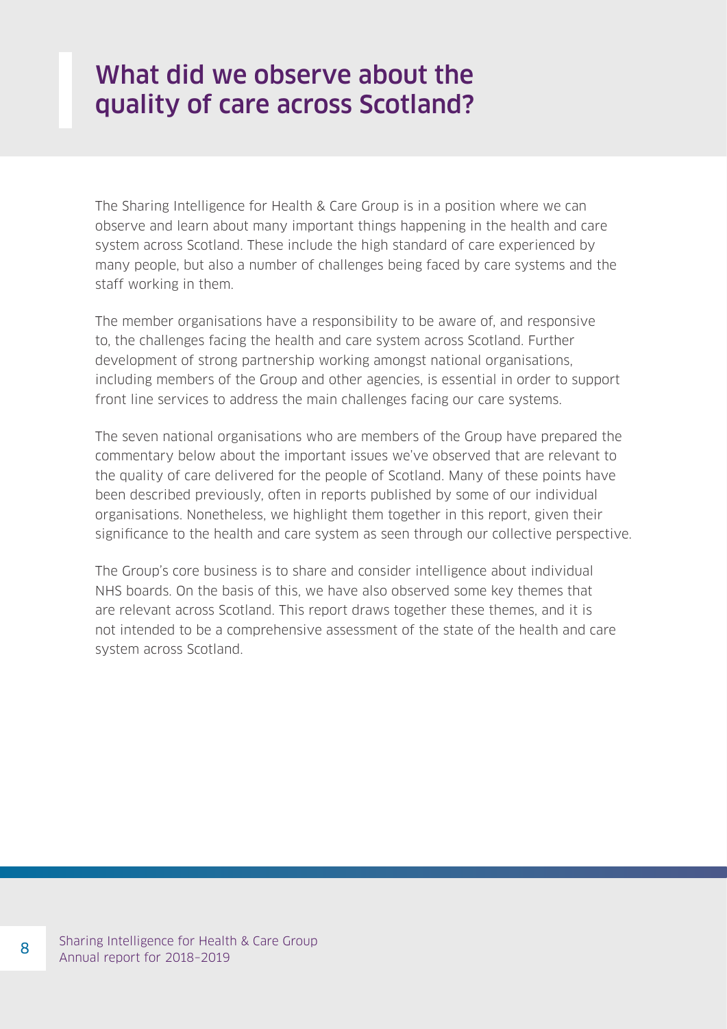# What did we observe about the quality of care across Scotland?

The Sharing Intelligence for Health & Care Group is in a position where we can observe and learn about many important things happening in the health and care system across Scotland. These include the high standard of care experienced by many people, but also a number of challenges being faced by care systems and the staff working in them.

The member organisations have a responsibility to be aware of, and responsive to, the challenges facing the health and care system across Scotland. Further development of strong partnership working amongst national organisations, including members of the Group and other agencies, is essential in order to support front line services to address the main challenges facing our care systems.

The seven national organisations who are members of the Group have prepared the commentary below about the important issues we've observed that are relevant to the quality of care delivered for the people of Scotland. Many of these points have been described previously, often in reports published by some of our individual organisations. Nonetheless, we highlight them together in this report, given their significance to the health and care system as seen through our collective perspective.

The Group's core business is to share and consider intelligence about individual NHS boards. On the basis of this, we have also observed some key themes that are relevant across Scotland. This report draws together these themes, and it is not intended to be a comprehensive assessment of the state of the health and care system across Scotland.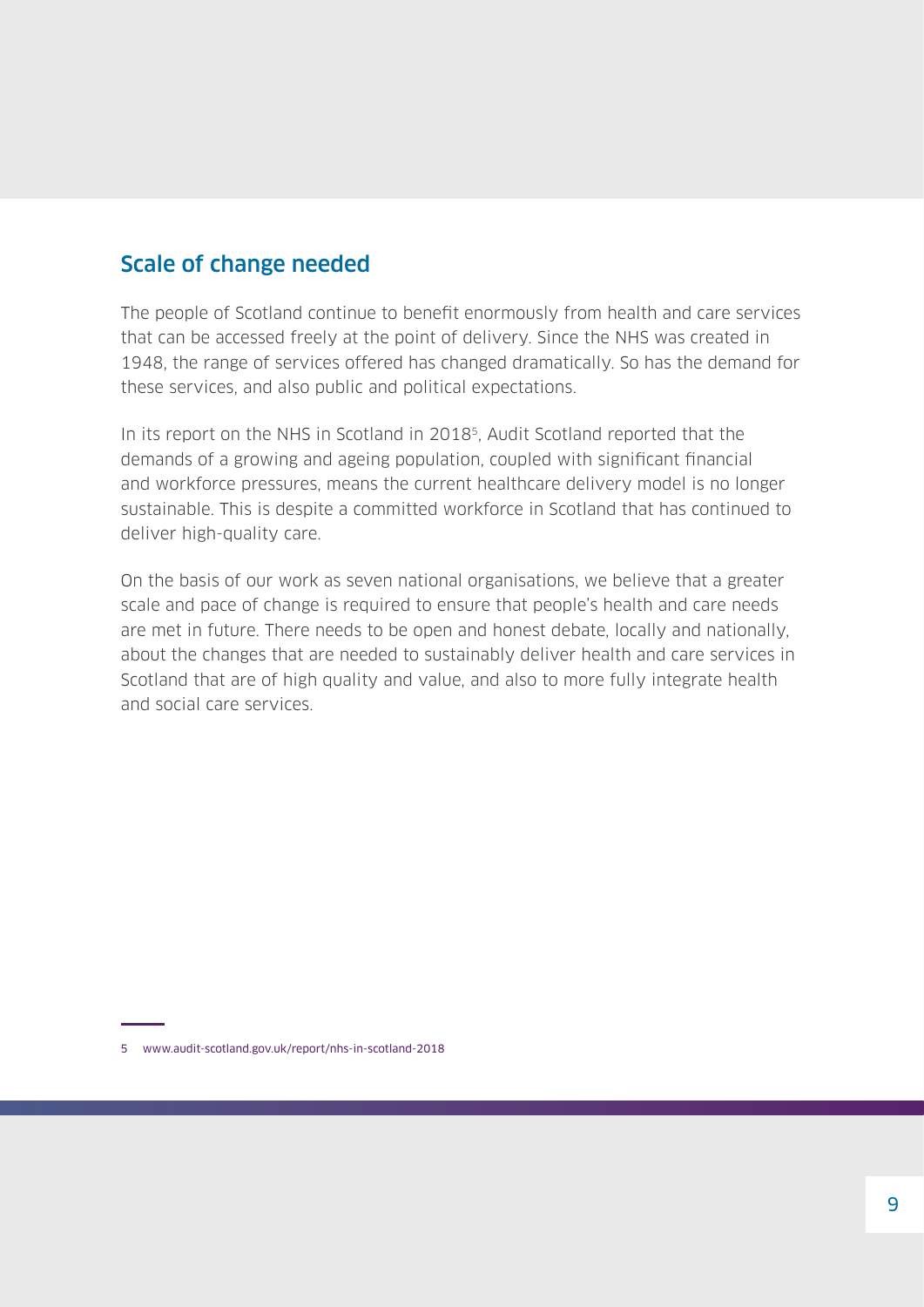## Scale of change needed

The people of Scotland continue to benefit enormously from health and care services that can be accessed freely at the point of delivery. Since the NHS was created in 1948, the range of services offered has changed dramatically. So has the demand for these services, and also public and political expectations.

In its report on the NHS in Scotland in 2018[5], Audit Scotland reported that the demands of a growing and ageing population, coupled with significant financial and workforce pressures, means the current healthcare delivery model is no longer sustainable. This is despite a committed workforce in Scotland that has continued to deliver high-quality care.

On the basis of our work as seven national organisations, we believe that a greater scale and pace of change is required to ensure that people's health and care needs are met in future. There needs to be open and honest debate, locally and nationally, about the changes that are needed to sustainably deliver health and care services in Scotland that are of high quality and value, and also to more fully integrate health and social care services.

5 www.audit-scotland.gov.uk/report/nhs-in-scotland-2018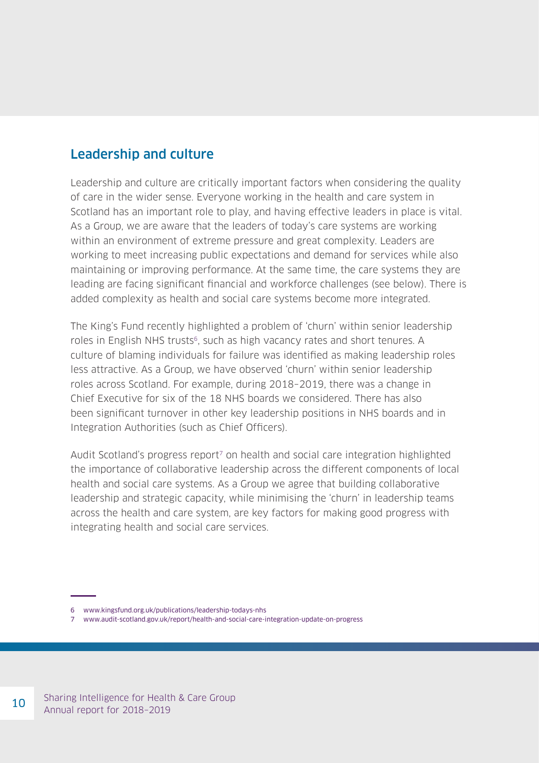## Leadership and culture

Leadership and culture are critically important factors when considering the quality of care in the wider sense. Everyone working in the health and care system in Scotland has an important role to play, and having effective leaders in place is vital. As a Group, we are aware that the leaders of today's care systems are working within an environment of extreme pressure and great complexity. Leaders are working to meet increasing public expectations and demand for services while also maintaining or improving performance. At the same time, the care systems they are leading are facing significant financial and workforce challenges (see below). There is added complexity as health and social care systems become more integrated.

The King's Fund recently highlighted a problem of 'churn' within senior leadership roles in English NHS trusts[6], such as high vacancy rates and short tenures. A culture of blaming individuals for failure was identified as making leadership roles less attractive. As a Group, we have observed 'churn' within senior leadership roles across Scotland. For example, during 2018–2019, there was a change in Chief Executive for six of the 18 NHS boards we considered. There has also been significant turnover in other key leadership positions in NHS boards and in Integration Authorities (such as Chief Officers).

Audit Scotland's progress report[7] on health and social care integration highlighted the importance of collaborative leadership across the different components of local health and social care systems. As a Group we agree that building collaborative leadership and strategic capacity, while minimising the 'churn' in leadership teams across the health and care system, are key factors for making good progress with integrating health and social care services.

6 www.kingsfund.org.uk/publications/leadership-todays-nhs

7 www.audit-scotland.gov.uk/report/health-and-social-care-integration-update-on-progress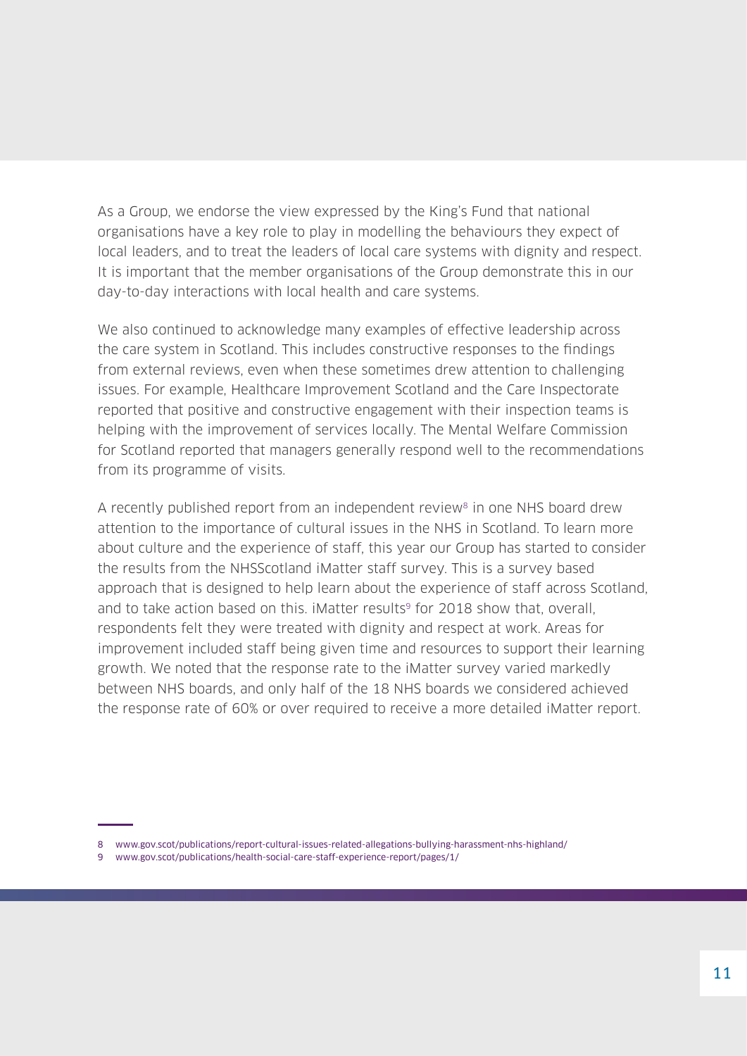As a Group, we endorse the view expressed by the King's Fund that national organisations have a key role to play in modelling the behaviours they expect of local leaders, and to treat the leaders of local care systems with dignity and respect. It is important that the member organisations of the Group demonstrate this in our day-to-day interactions with local health and care systems.

We also continued to acknowledge many examples of effective leadership across the care system in Scotland. This includes constructive responses to the findings from external reviews, even when these sometimes drew attention to challenging issues. For example, Healthcare Improvement Scotland and the Care Inspectorate reported that positive and constructive engagement with their inspection teams is helping with the improvement of services locally. The Mental Welfare Commission for Scotland reported that managers generally respond well to the recommendations from its programme of visits.

A recently published report from an independent review[8] in one NHS board drew attention to the importance of cultural issues in the NHS in Scotland. To learn more about culture and the experience of staff, this year our Group has started to consider the results from the NHSScotland iMatter staff survey. This is a survey based approach that is designed to help learn about the experience of staff across Scotland, and to take action based on this. iMatter results[9] for 2018 show that, overall, respondents felt they were treated with dignity and respect at work. Areas for improvement included staff being given time and resources to support their learning growth. We noted that the response rate to the iMatter survey varied markedly between NHS boards, and only half of the 18 NHS boards we considered achieved the response rate of 60% or over required to receive a more detailed iMatter report.

---

8 www.gov.scot/publications/report-cultural-issues-related-allegations-bullying-harassment-nhs-highland/

9 www.gov.scot/publications/health-social-care-staff-experience-report/pages/1/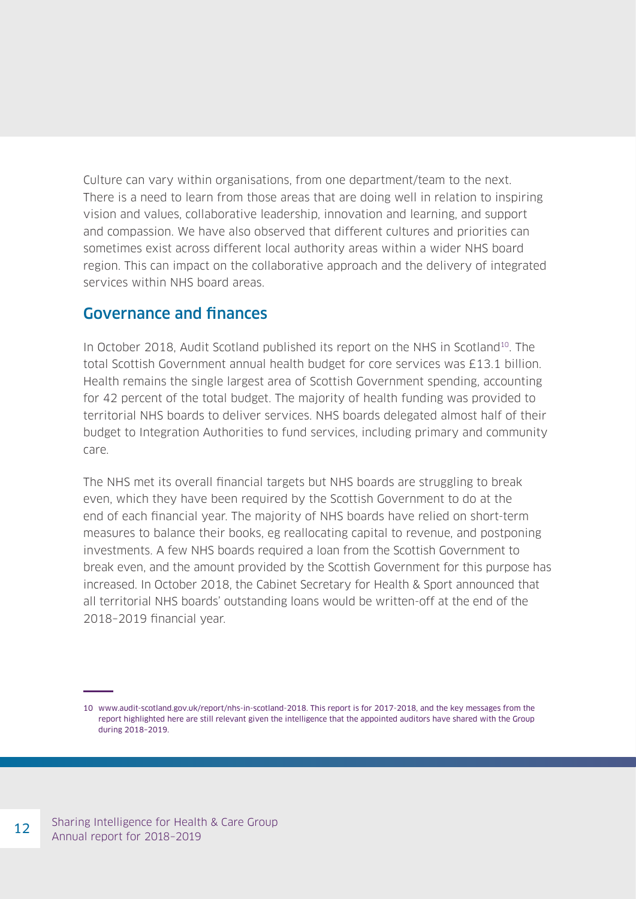Culture can vary within organisations, from one department/team to the next. There is a need to learn from those areas that are doing well in relation to inspiring vision and values, collaborative leadership, innovation and learning, and support and compassion. We have also observed that different cultures and priorities can sometimes exist across different local authority areas within a wider NHS board region. This can impact on the collaborative approach and the delivery of integrated services within NHS board areas.

## Governance and finances

In October 2018, Audit Scotland published its report on the NHS in Scotland[10]. The total Scottish Government annual health budget for core services was £13.1 billion. Health remains the single largest area of Scottish Government spending, accounting for 42 percent of the total budget. The majority of health funding was provided to territorial NHS boards to deliver services. NHS boards delegated almost half of their budget to Integration Authorities to fund services, including primary and community care.

The NHS met its overall financial targets but NHS boards are struggling to break even, which they have been required by the Scottish Government to do at the end of each financial year. The majority of NHS boards have relied on short-term measures to balance their books, eg reallocating capital to revenue, and postponing investments. A few NHS boards required a loan from the Scottish Government to break even, and the amount provided by the Scottish Government for this purpose has increased. In October 2018, the Cabinet Secretary for Health & Sport announced that all territorial NHS boards' outstanding loans would be written-off at the end of the 2018–2019 financial year.

---

10 www.audit-scotland.gov.uk/report/nhs-in-scotland-2018. This report is for 2017-2018, and the key messages from the report highlighted here are still relevant given the intelligence that the appointed auditors have shared with the Group during 2018–2019.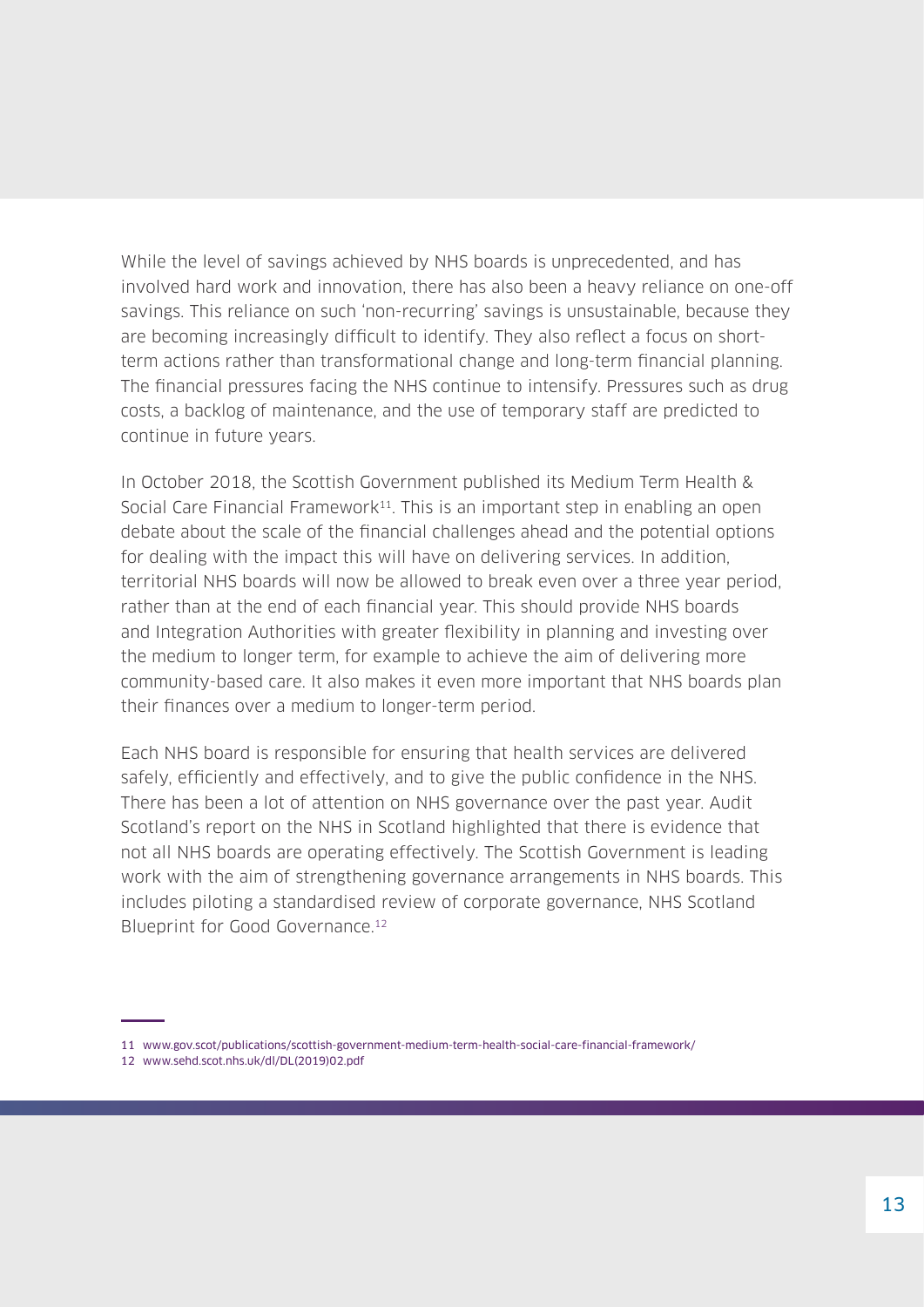While the level of savings achieved by NHS boards is unprecedented, and has involved hard work and innovation, there has also been a heavy reliance on one-off savings. This reliance on such 'non-recurring' savings is unsustainable, because they are becoming increasingly difficult to identify. They also reflect a focus on short-term actions rather than transformational change and long-term financial planning. The financial pressures facing the NHS continue to intensify. Pressures such as drug costs, a backlog of maintenance, and the use of temporary staff are predicted to continue in future years.

In October 2018, the Scottish Government published its Medium Term Health & Social Care Financial Framework[11]. This is an important step in enabling an open debate about the scale of the financial challenges ahead and the potential options for dealing with the impact this will have on delivering services. In addition, territorial NHS boards will now be allowed to break even over a three year period, rather than at the end of each financial year. This should provide NHS boards and Integration Authorities with greater flexibility in planning and investing over the medium to longer term, for example to achieve the aim of delivering more community-based care. It also makes it even more important that NHS boards plan their finances over a medium to longer-term period.

Each NHS board is responsible for ensuring that health services are delivered safely, efficiently and effectively, and to give the public confidence in the NHS. There has been a lot of attention on NHS governance over the past year. Audit Scotland's report on the NHS in Scotland highlighted that there is evidence that not all NHS boards are operating effectively. The Scottish Government is leading work with the aim of strengthening governance arrangements in NHS boards. This includes piloting a standardised review of corporate governance, NHS Scotland Blueprint for Good Governance.[12]

---

11 www.gov.scot/publications/scottish-government-medium-term-health-social-care-financial-framework/

12 www.sehd.scot.nhs.uk/dl/DL(2019)02.pdf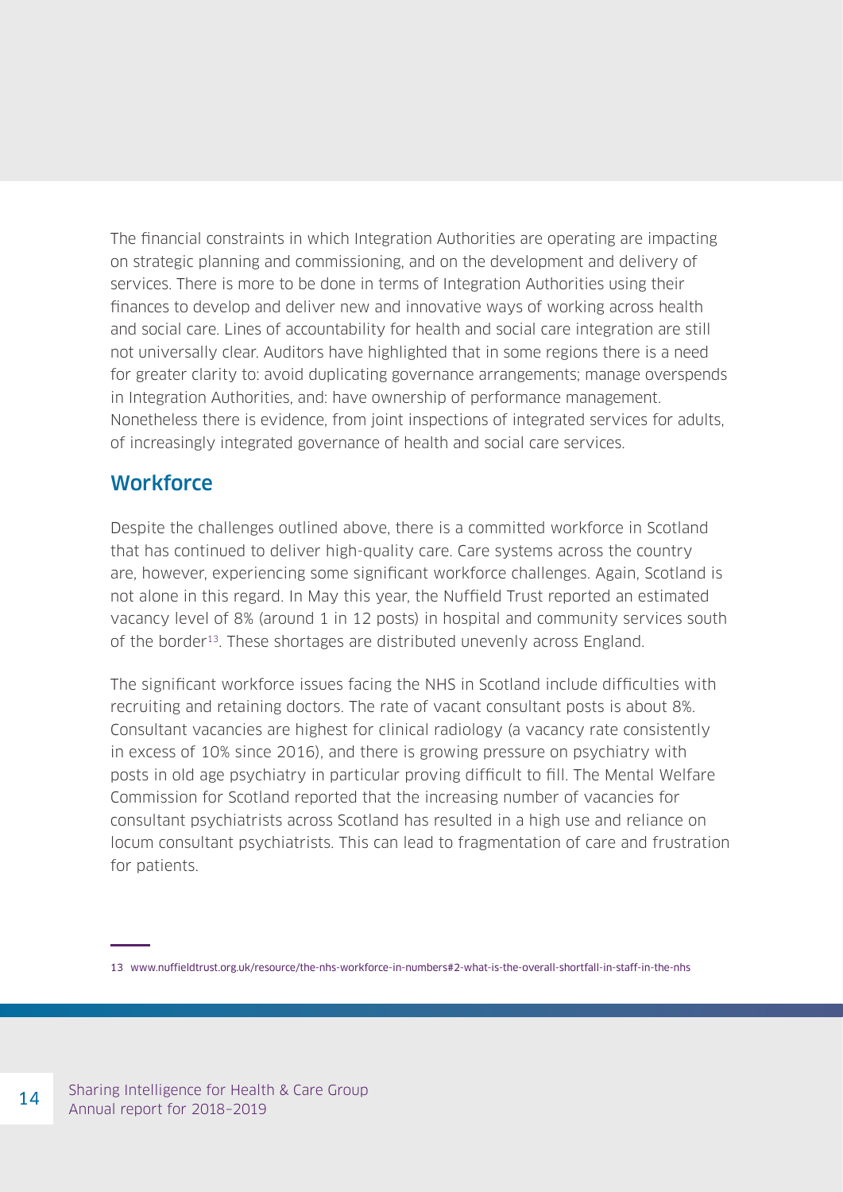The financial constraints in which Integration Authorities are operating are impacting on strategic planning and commissioning, and on the development and delivery of services. There is more to be done in terms of Integration Authorities using their finances to develop and deliver new and innovative ways of working across health and social care. Lines of accountability for health and social care integration are still not universally clear. Auditors have highlighted that in some regions there is a need for greater clarity to: avoid duplicating governance arrangements; manage overspends in Integration Authorities, and: have ownership of performance management. Nonetheless there is evidence, from joint inspections of integrated services for adults, of increasingly integrated governance of health and social care services.

## Workforce

Despite the challenges outlined above, there is a committed workforce in Scotland that has continued to deliver high-quality care. Care systems across the country are, however, experiencing some significant workforce challenges. Again, Scotland is not alone in this regard. In May this year, the Nuffield Trust reported an estimated vacancy level of 8% (around 1 in 12 posts) in hospital and community services south of the border[13]. These shortages are distributed unevenly across England.

The significant workforce issues facing the NHS in Scotland include difficulties with recruiting and retaining doctors. The rate of vacant consultant posts is about 8%. Consultant vacancies are highest for clinical radiology (a vacancy rate consistently in excess of 10% since 2016), and there is growing pressure on psychiatry with posts in old age psychiatry in particular proving difficult to fill. The Mental Welfare Commission for Scotland reported that the increasing number of vacancies for consultant psychiatrists across Scotland has resulted in a high use and reliance on locum consultant psychiatrists. This can lead to fragmentation of care and frustration for patients.

---

13 www.nuffieldtrust.org.uk/resource/the-nhs-workforce-in-numbers#2-what-is-the-overall-shortfall-in-staff-in-the-nhs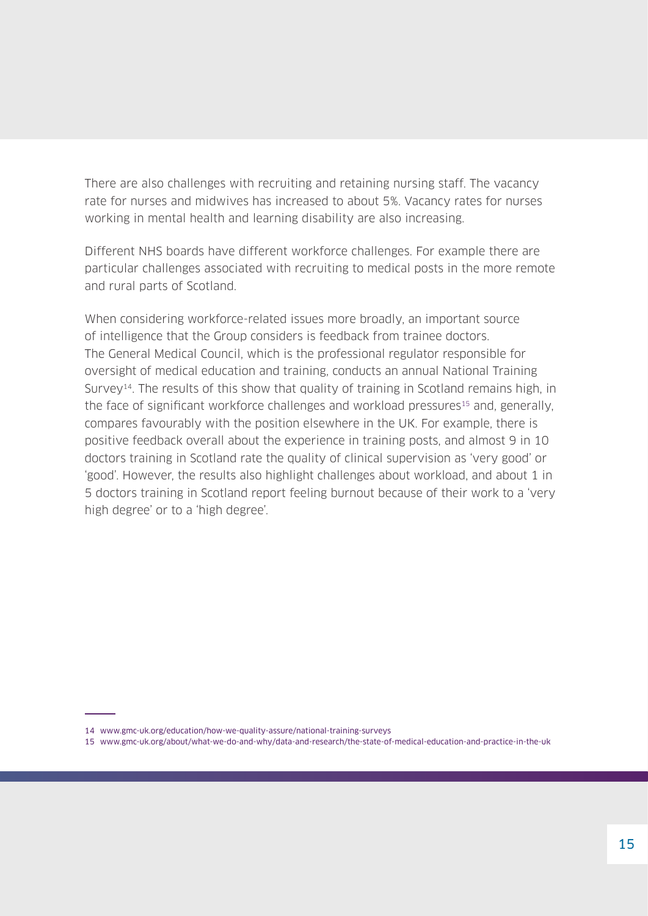There are also challenges with recruiting and retaining nursing staff. The vacancy rate for nurses and midwives has increased to about 5%. Vacancy rates for nurses working in mental health and learning disability are also increasing.

Different NHS boards have different workforce challenges. For example there are particular challenges associated with recruiting to medical posts in the more remote and rural parts of Scotland.

When considering workforce-related issues more broadly, an important source of intelligence that the Group considers is feedback from trainee doctors. The General Medical Council, which is the professional regulator responsible for oversight of medical education and training, conducts an annual National Training Survey[14]. The results of this show that quality of training in Scotland remains high, in the face of significant workforce challenges and workload pressures[15] and, generally, compares favourably with the position elsewhere in the UK. For example, there is positive feedback overall about the experience in training posts, and almost 9 in 10 doctors training in Scotland rate the quality of clinical supervision as 'very good' or 'good'. However, the results also highlight challenges about workload, and about 1 in 5 doctors training in Scotland report feeling burnout because of their work to a 'very high degree' or to a 'high degree'.

---

14 www.gmc-uk.org/education/how-we-quality-assure/national-training-surveys

15 www.gmc-uk.org/about/what-we-do-and-why/data-and-research/the-state-of-medical-education-and-practice-in-the-uk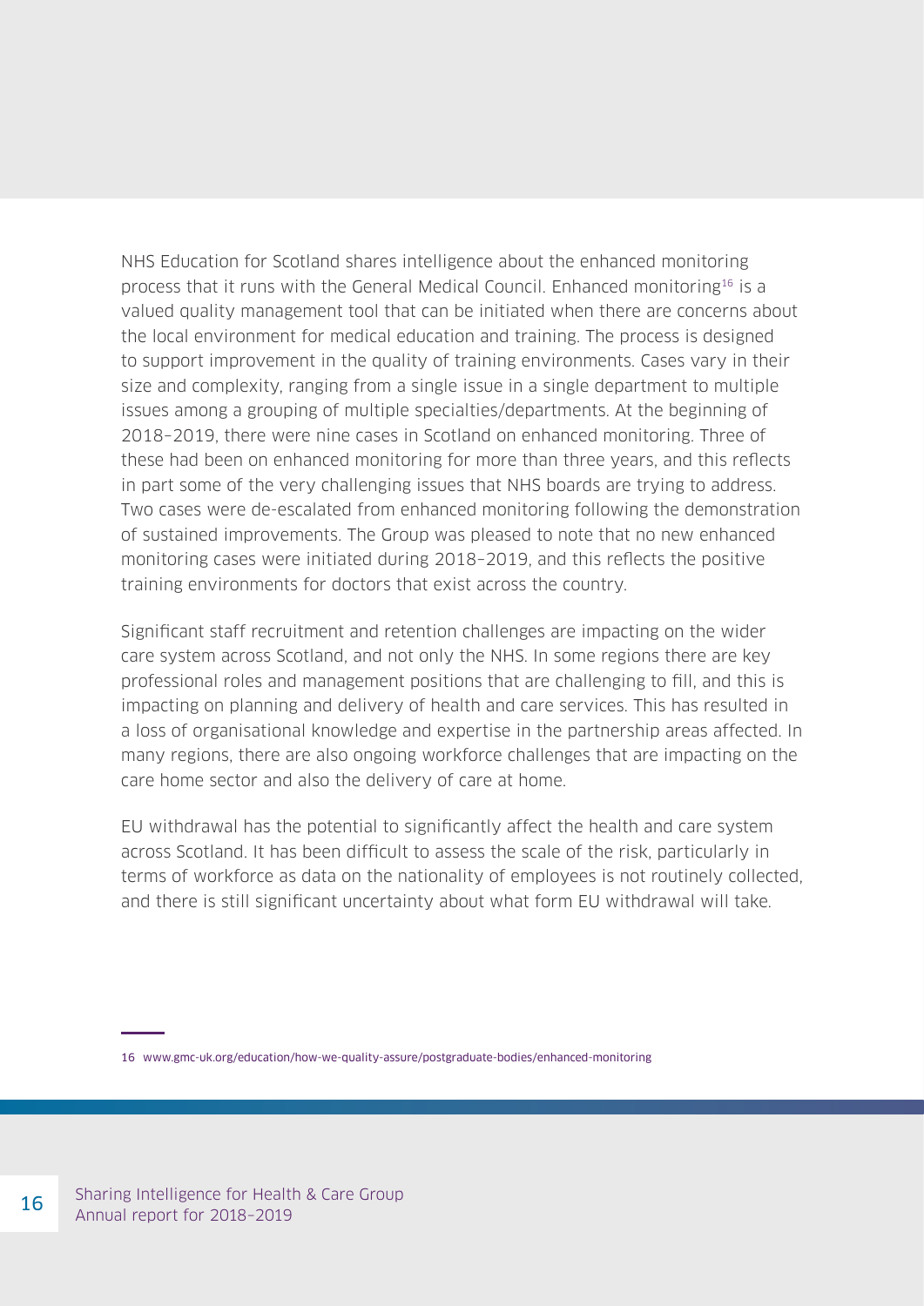NHS Education for Scotland shares intelligence about the enhanced monitoring process that it runs with the General Medical Council. Enhanced monitoring[16] is a valued quality management tool that can be initiated when there are concerns about the local environment for medical education and training. The process is designed to support improvement in the quality of training environments. Cases vary in their size and complexity, ranging from a single issue in a single department to multiple issues among a grouping of multiple specialties/departments. At the beginning of 2018–2019, there were nine cases in Scotland on enhanced monitoring. Three of these had been on enhanced monitoring for more than three years, and this reflects in part some of the very challenging issues that NHS boards are trying to address. Two cases were de-escalated from enhanced monitoring following the demonstration of sustained improvements. The Group was pleased to note that no new enhanced monitoring cases were initiated during 2018–2019, and this reflects the positive training environments for doctors that exist across the country.

Significant staff recruitment and retention challenges are impacting on the wider care system across Scotland, and not only the NHS. In some regions there are key professional roles and management positions that are challenging to fill, and this is impacting on planning and delivery of health and care services. This has resulted in a loss of organisational knowledge and expertise in the partnership areas affected. In many regions, there are also ongoing workforce challenges that are impacting on the care home sector and also the delivery of care at home.

EU withdrawal has the potential to significantly affect the health and care system across Scotland. It has been difficult to assess the scale of the risk, particularly in terms of workforce as data on the nationality of employees is not routinely collected, and there is still significant uncertainty about what form EU withdrawal will take.

---

16 www.gmc-uk.org/education/how-we-quality-assure/postgraduate-bodies/enhanced-monitoring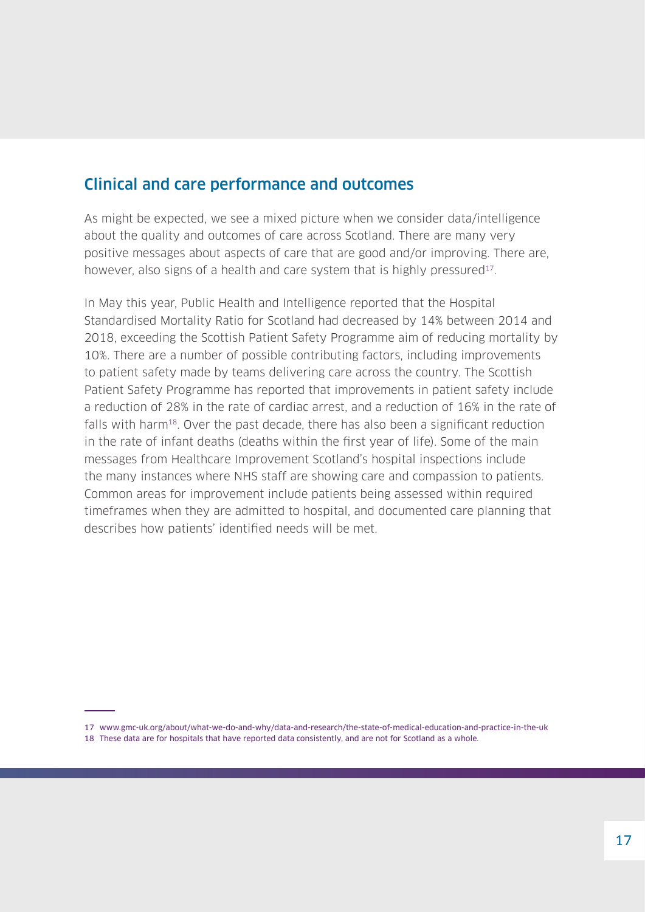## Clinical and care performance and outcomes

As might be expected, we see a mixed picture when we consider data/intelligence about the quality and outcomes of care across Scotland. There are many very positive messages about aspects of care that are good and/or improving. There are, however, also signs of a health and care system that is highly pressured[17].

In May this year, Public Health and Intelligence reported that the Hospital Standardised Mortality Ratio for Scotland had decreased by 14% between 2014 and 2018, exceeding the Scottish Patient Safety Programme aim of reducing mortality by 10%. There are a number of possible contributing factors, including improvements to patient safety made by teams delivering care across the country. The Scottish Patient Safety Programme has reported that improvements in patient safety include a reduction of 28% in the rate of cardiac arrest, and a reduction of 16% in the rate of falls with harm[18]. Over the past decade, there has also been a significant reduction in the rate of infant deaths (deaths within the first year of life). Some of the main messages from Healthcare Improvement Scotland's hospital inspections include the many instances where NHS staff are showing care and compassion to patients. Common areas for improvement include patients being assessed within required timeframes when they are admitted to hospital, and documented care planning that describes how patients' identified needs will be met.

---

17 www.gmc-uk.org/about/what-we-do-and-why/data-and-research/the-state-of-medical-education-and-practice-in-the-uk

18 These data are for hospitals that have reported data consistently, and are not for Scotland as a whole.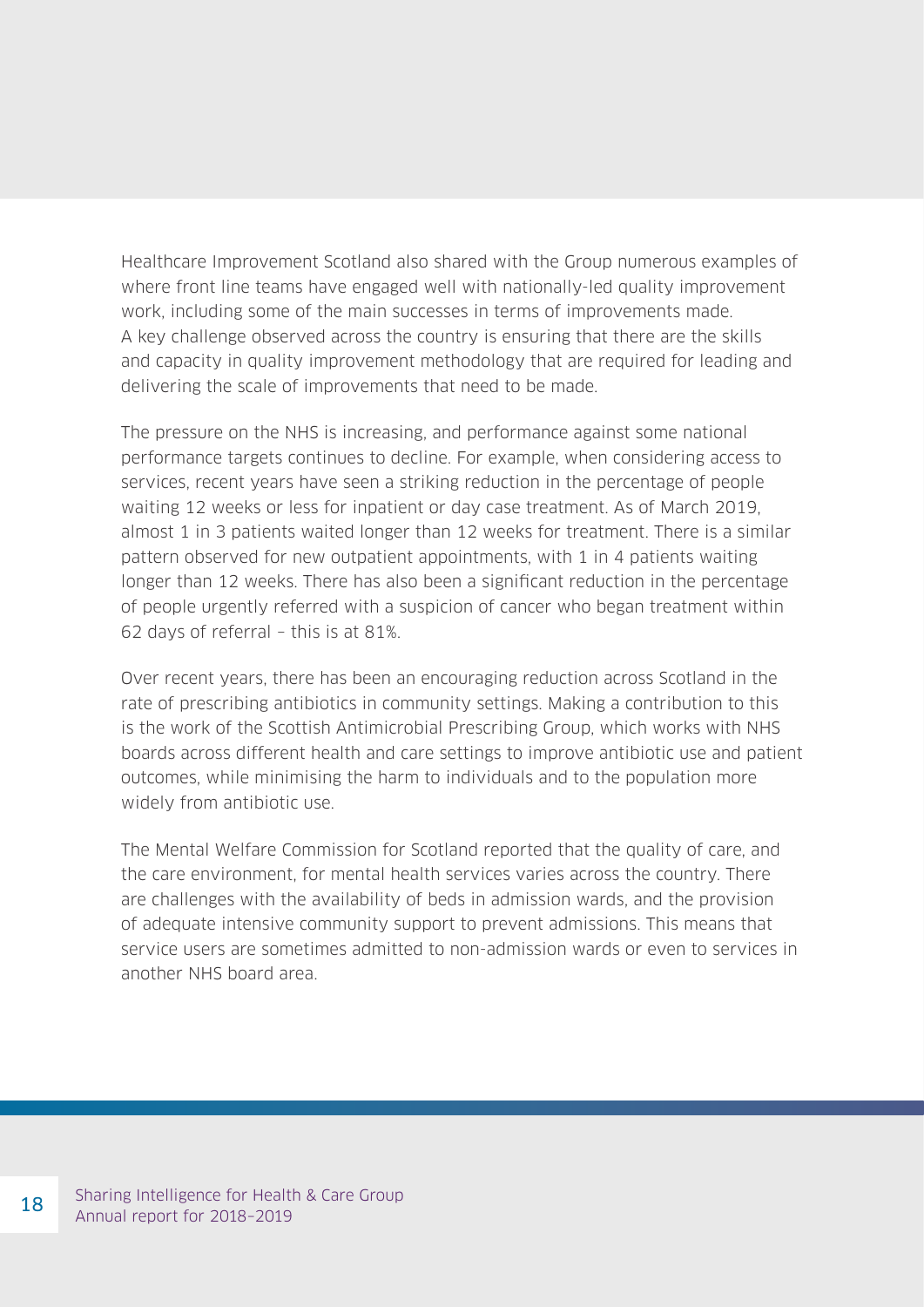Healthcare Improvement Scotland also shared with the Group numerous examples of where front line teams have engaged well with nationally-led quality improvement work, including some of the main successes in terms of improvements made. A key challenge observed across the country is ensuring that there are the skills and capacity in quality improvement methodology that are required for leading and delivering the scale of improvements that need to be made.

The pressure on the NHS is increasing, and performance against some national performance targets continues to decline. For example, when considering access to services, recent years have seen a striking reduction in the percentage of people waiting 12 weeks or less for inpatient or day case treatment. As of March 2019, almost 1 in 3 patients waited longer than 12 weeks for treatment. There is a similar pattern observed for new outpatient appointments, with 1 in 4 patients waiting longer than 12 weeks. There has also been a significant reduction in the percentage of people urgently referred with a suspicion of cancer who began treatment within 62 days of referral – this is at 81%.

Over recent years, there has been an encouraging reduction across Scotland in the rate of prescribing antibiotics in community settings. Making a contribution to this is the work of the Scottish Antimicrobial Prescribing Group, which works with NHS boards across different health and care settings to improve antibiotic use and patient outcomes, while minimising the harm to individuals and to the population more widely from antibiotic use.

The Mental Welfare Commission for Scotland reported that the quality of care, and the care environment, for mental health services varies across the country. There are challenges with the availability of beds in admission wards, and the provision of adequate intensive community support to prevent admissions. This means that service users are sometimes admitted to non-admission wards or even to services in another NHS board area.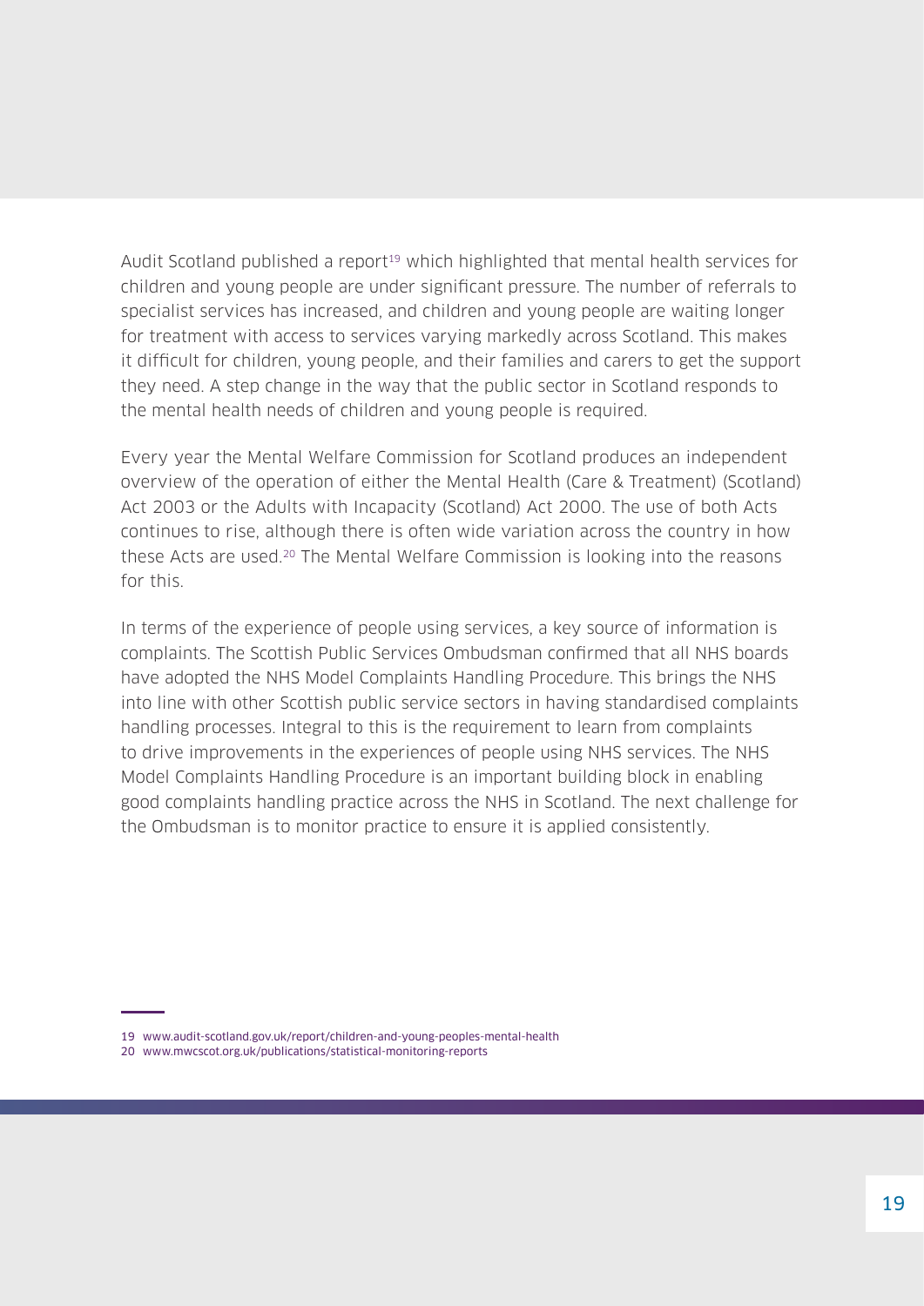Audit Scotland published a report[19] which highlighted that mental health services for children and young people are under significant pressure. The number of referrals to specialist services has increased, and children and young people are waiting longer for treatment with access to services varying markedly across Scotland. This makes it difficult for children, young people, and their families and carers to get the support they need. A step change in the way that the public sector in Scotland responds to the mental health needs of children and young people is required.

Every year the Mental Welfare Commission for Scotland produces an independent overview of the operation of either the Mental Health (Care & Treatment) (Scotland) Act 2003 or the Adults with Incapacity (Scotland) Act 2000. The use of both Acts continues to rise, although there is often wide variation across the country in how these Acts are used.[20] The Mental Welfare Commission is looking into the reasons for this.

In terms of the experience of people using services, a key source of information is complaints. The Scottish Public Services Ombudsman confirmed that all NHS boards have adopted the NHS Model Complaints Handling Procedure. This brings the NHS into line with other Scottish public service sectors in having standardised complaints handling processes. Integral to this is the requirement to learn from complaints to drive improvements in the experiences of people using NHS services. The NHS Model Complaints Handling Procedure is an important building block in enabling good complaints handling practice across the NHS in Scotland. The next challenge for the Ombudsman is to monitor practice to ensure it is applied consistently.

---

19 www.audit-scotland.gov.uk/report/children-and-young-peoples-mental-health

20 www.mwcscot.org.uk/publications/statistical-monitoring-reports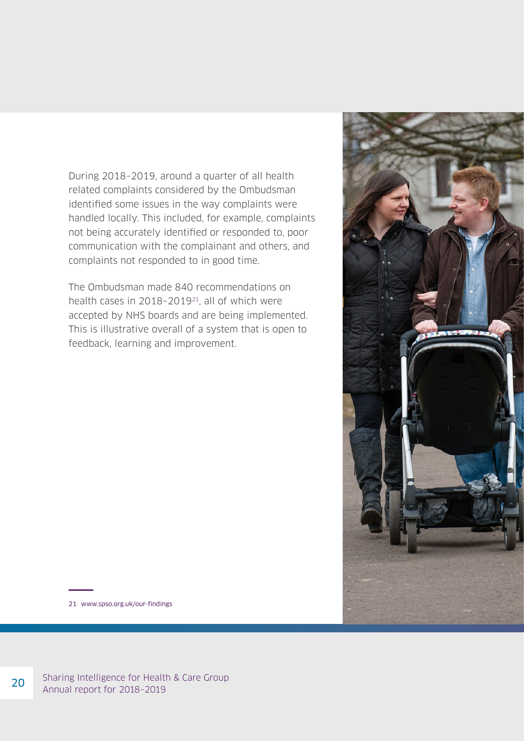During 2018–2019, around a quarter of all health related complaints considered by the Ombudsman identified some issues in the way complaints were handled locally. This included, for example, complaints not being accurately identified or responded to, poor communication with the complainant and others, and complaints not responded to in good time.

The Ombudsman made 840 recommendations on health cases in 2018–2019[21], all of which were accepted by NHS boards and are being implemented. This is illustrative overall of a system that is open to feedback, learning and improvement.

21 www.spso.org.uk/our-findings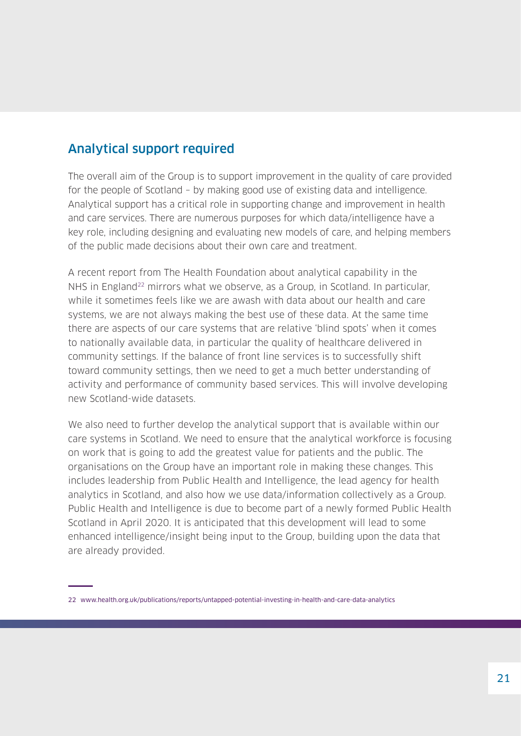## Analytical support required

The overall aim of the Group is to support improvement in the quality of care provided for the people of Scotland – by making good use of existing data and intelligence. Analytical support has a critical role in supporting change and improvement in health and care services. There are numerous purposes for which data/intelligence have a key role, including designing and evaluating new models of care, and helping members of the public made decisions about their own care and treatment.

A recent report from The Health Foundation about analytical capability in the NHS in England[22] mirrors what we observe, as a Group, in Scotland. In particular, while it sometimes feels like we are awash with data about our health and care systems, we are not always making the best use of these data. At the same time there are aspects of our care systems that are relative 'blind spots' when it comes to nationally available data, in particular the quality of healthcare delivered in community settings. If the balance of front line services is to successfully shift toward community settings, then we need to get a much better understanding of activity and performance of community based services. This will involve developing new Scotland-wide datasets.

We also need to further develop the analytical support that is available within our care systems in Scotland. We need to ensure that the analytical workforce is focusing on work that is going to add the greatest value for patients and the public. The organisations on the Group have an important role in making these changes. This includes leadership from Public Health and Intelligence, the lead agency for health analytics in Scotland, and also how we use data/information collectively as a Group. Public Health and Intelligence is due to become part of a newly formed Public Health Scotland in April 2020. It is anticipated that this development will lead to some enhanced intelligence/insight being input to the Group, building upon the data that are already provided.

---

22 www.health.org.uk/publications/reports/untapped-potential-investing-in-health-and-care-data-analytics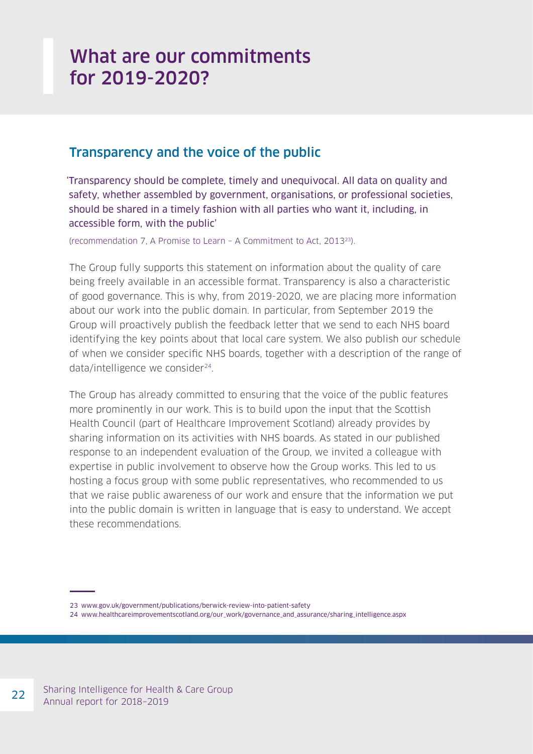# What are our commitments for 2019-2020?

## Transparency and the voice of the public

'Transparency should be complete, timely and unequivocal. All data on quality and safety, whether assembled by government, organisations, or professional societies, should be shared in a timely fashion with all parties who want it, including, in accessible form, with the public'

(recommendation 7, A Promise to Learn – A Commitment to Act, 2013[23]).

The Group fully supports this statement on information about the quality of care being freely available in an accessible format. Transparency is also a characteristic of good governance. This is why, from 2019-2020, we are placing more information about our work into the public domain. In particular, from September 2019 the Group will proactively publish the feedback letter that we send to each NHS board identifying the key points about that local care system. We also publish our schedule of when we consider specific NHS boards, together with a description of the range of data/intelligence we consider[24].

The Group has already committed to ensuring that the voice of the public features more prominently in our work. This is to build upon the input that the Scottish Health Council (part of Healthcare Improvement Scotland) already provides by sharing information on its activities with NHS boards. As stated in our published response to an independent evaluation of the Group, we invited a colleague with expertise in public involvement to observe how the Group works. This led to us hosting a focus group with some public representatives, who recommended to us that we raise public awareness of our work and ensure that the information we put into the public domain is written in language that is easy to understand. We accept these recommendations.

23 www.gov.uk/government/publications/berwick-review-into-patient-safety

24 www.healthcareimprovementscotland.org/our_work/governance_and_assurance/sharing_intelligence.aspx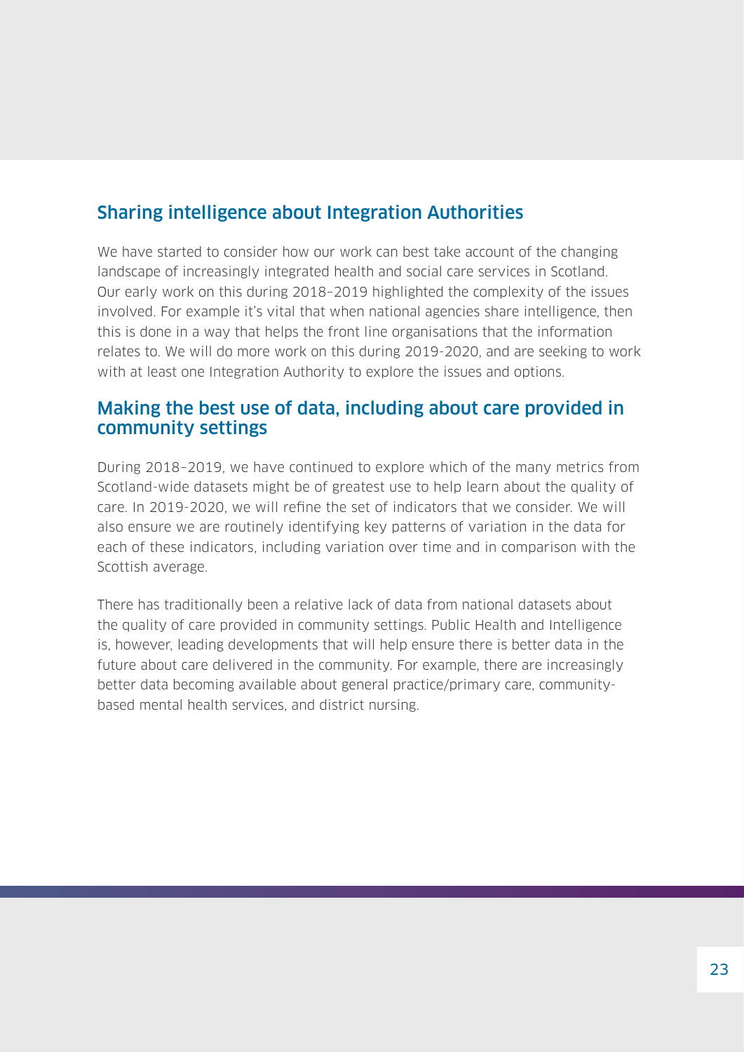## Sharing intelligence about Integration Authorities

We have started to consider how our work can best take account of the changing landscape of increasingly integrated health and social care services in Scotland. Our early work on this during 2018–2019 highlighted the complexity of the issues involved. For example it's vital that when national agencies share intelligence, then this is done in a way that helps the front line organisations that the information relates to. We will do more work on this during 2019-2020, and are seeking to work with at least one Integration Authority to explore the issues and options.

## Making the best use of data, including about care provided in community settings

During 2018–2019, we have continued to explore which of the many metrics from Scotland-wide datasets might be of greatest use to help learn about the quality of care. In 2019-2020, we will refine the set of indicators that we consider. We will also ensure we are routinely identifying key patterns of variation in the data for each of these indicators, including variation over time and in comparison with the Scottish average.

There has traditionally been a relative lack of data from national datasets about the quality of care provided in community settings. Public Health and Intelligence is, however, leading developments that will help ensure there is better data in the future about care delivered in the community. For example, there are increasingly better data becoming available about general practice/primary care, community-based mental health services, and district nursing.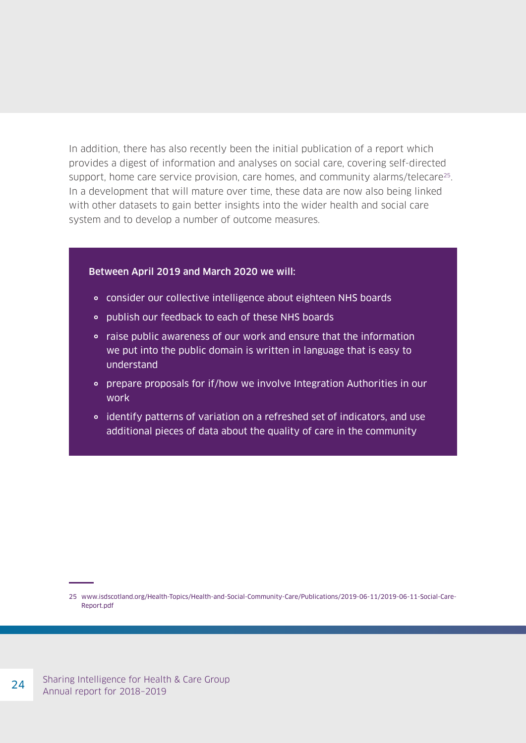In addition, there has also recently been the initial publication of a report which provides a digest of information and analyses on social care, covering self-directed support, home care service provision, care homes, and community alarms/telecare[25]. In a development that will mature over time, these data are now also being linked with other datasets to gain better insights into the wider health and social care system and to develop a number of outcome measures.

**Between April 2019 and March 2020 we will:**

- consider our collective intelligence about eighteen NHS boards
- publish our feedback to each of these NHS boards
- raise public awareness of our work and ensure that the information we put into the public domain is written in language that is easy to understand
- prepare proposals for if/how we involve Integration Authorities in our work
- identify patterns of variation on a refreshed set of indicators, and use additional pieces of data about the quality of care in the community

25 www.isdscotland.org/Health-Topics/Health-and-Social-Community-Care/Publications/2019-06-11/2019-06-11-Social-Care-Report.pdf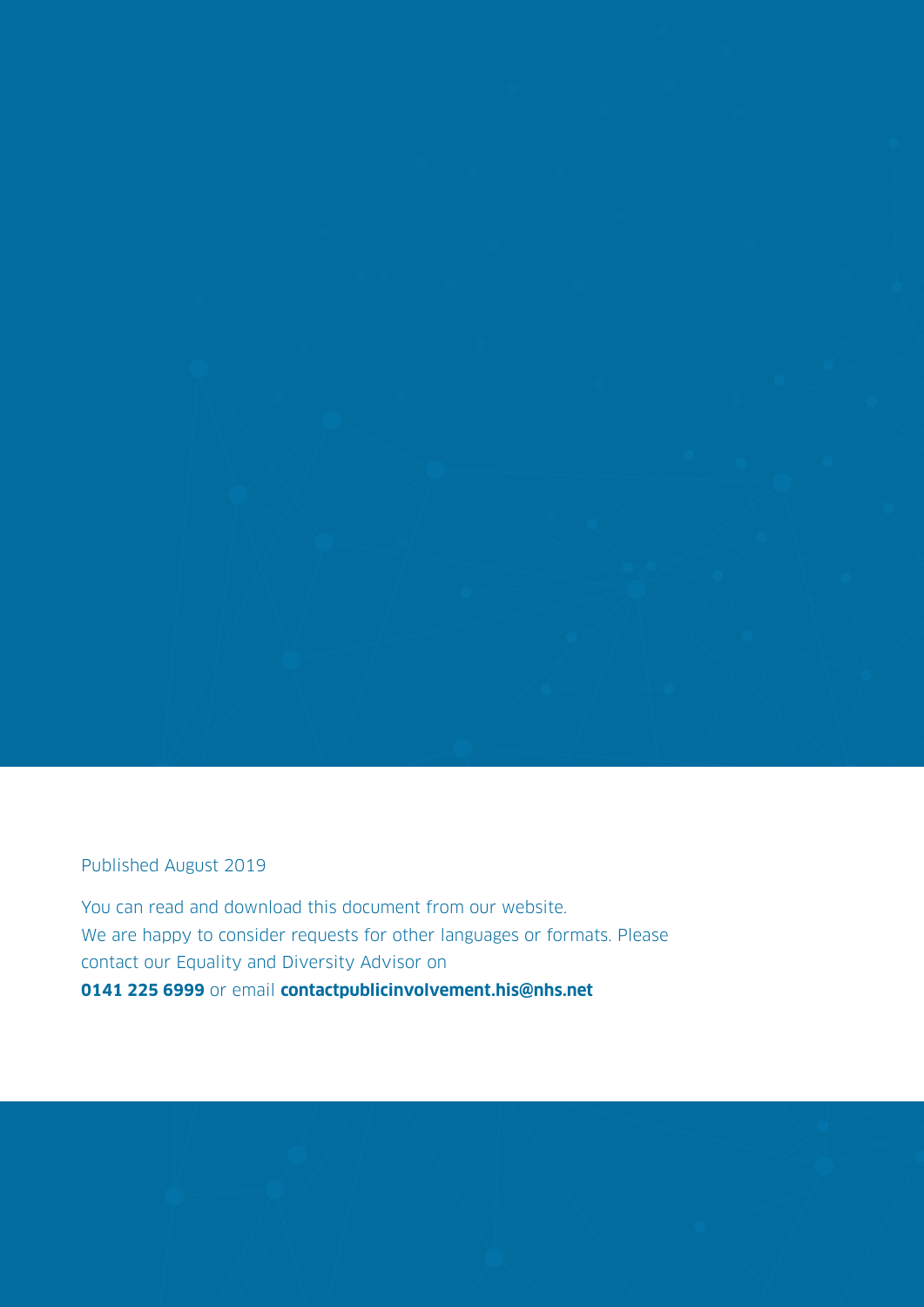Published August 2019

You can read and download this document from our website.
We are happy to consider requests for other languages or formats. Please contact our Equality and Diversity Advisor on
**0141 225 6999** or email **contactpublicinvolvement.his@nhs.net**